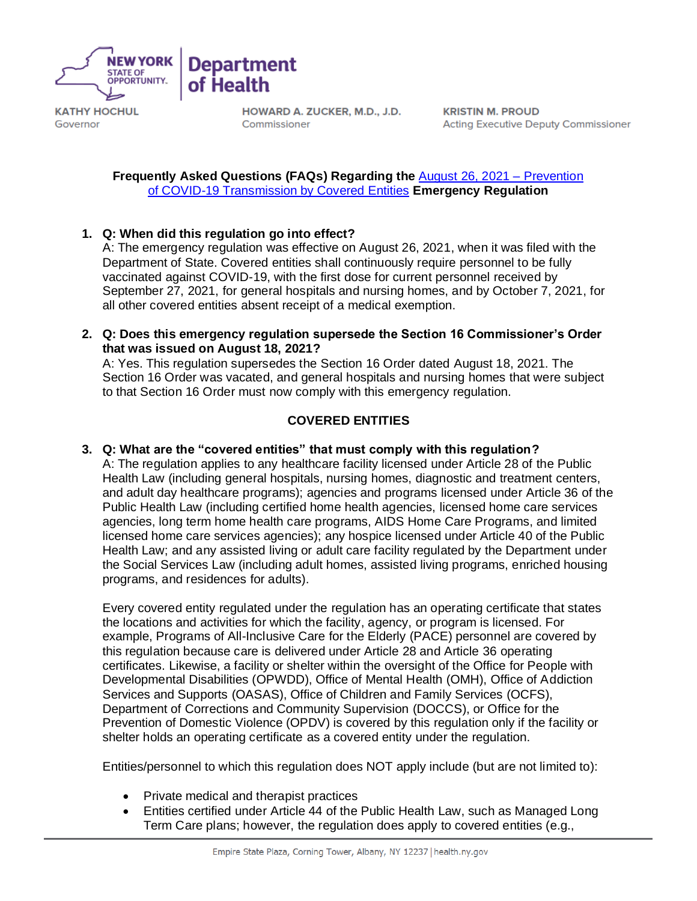NEW YORK STATE OF OPPORTUNITY. | Department of Health

KATHY HOCHUL
Governor

HOWARD A. ZUCKER, M.D., J.D.
Commissioner

KRISTIN M. PROUD
Acting Executive Deputy Commissioner

**Frequently Asked Questions (FAQs) Regarding the August 26, 2021 – Prevention of COVID-19 Transmission by Covered Entities Emergency Regulation**

1. **Q: When did this regulation go into effect?**
   A: The emergency regulation was effective on August 26, 2021, when it was filed with the Department of State. Covered entities shall continuously require personnel to be fully vaccinated against COVID-19, with the first dose for current personnel received by September 27, 2021, for general hospitals and nursing homes, and by October 7, 2021, for all other covered entities absent receipt of a medical exemption.

2. **Q: Does this emergency regulation supersede the Section 16 Commissioner's Order that was issued on August 18, 2021?**
   A: Yes. This regulation supersedes the Section 16 Order dated August 18, 2021. The Section 16 Order was vacated, and general hospitals and nursing homes that were subject to that Section 16 Order must now comply with this emergency regulation.

## COVERED ENTITIES

3. **Q: What are the "covered entities" that must comply with this regulation?**
   A: The regulation applies to any healthcare facility licensed under Article 28 of the Public Health Law (including general hospitals, nursing homes, diagnostic and treatment centers, and adult day healthcare programs); agencies and programs licensed under Article 36 of the Public Health Law (including certified home health agencies, licensed home care services agencies, long term home health care programs, AIDS Home Care Programs, and limited licensed home care services agencies); any hospice licensed under Article 40 of the Public Health Law; and any assisted living or adult care facility regulated by the Department under the Social Services Law (including adult homes, assisted living programs, enriched housing programs, and residences for adults).

   Every covered entity regulated under the regulation has an operating certificate that states the locations and activities for which the facility, agency, or program is licensed. For example, Programs of All-Inclusive Care for the Elderly (PACE) personnel are covered by this regulation because care is delivered under Article 28 and Article 36 operating certificates. Likewise, a facility or shelter within the oversight of the Office for People with Developmental Disabilities (OPWDD), Office of Mental Health (OMH), Office of Addiction Services and Supports (OASAS), Office of Children and Family Services (OCFS), Department of Corrections and Community Supervision (DOCCS), or Office for the Prevention of Domestic Violence (OPDV) is covered by this regulation only if the facility or shelter holds an operating certificate as a covered entity under the regulation.

   Entities/personnel to which this regulation does NOT apply include (but are not limited to):

   - Private medical and therapist practices
   - Entities certified under Article 44 of the Public Health Law, such as Managed Long Term Care plans; however, the regulation does apply to covered entities (e.g.,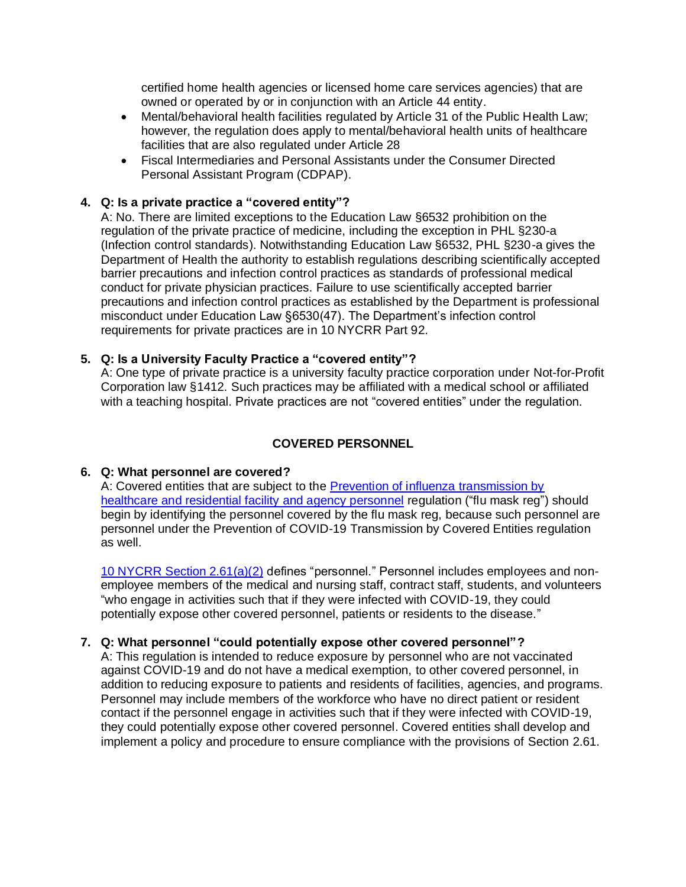certified home health agencies or licensed home care services agencies) that are owned or operated by or in conjunction with an Article 44 entity.
- Mental/behavioral health facilities regulated by Article 31 of the Public Health Law; however, the regulation does apply to mental/behavioral health units of healthcare facilities that are also regulated under Article 28
- Fiscal Intermediaries and Personal Assistants under the Consumer Directed Personal Assistant Program (CDPAP).

**4. Q: Is a private practice a "covered entity"?**

A: No. There are limited exceptions to the Education Law §6532 prohibition on the regulation of the private practice of medicine, including the exception in PHL §230-a (Infection control standards). Notwithstanding Education Law §6532, PHL §230-a gives the Department of Health the authority to establish regulations describing scientifically accepted barrier precautions and infection control practices as standards of professional medical conduct for private physician practices. Failure to use scientifically accepted barrier precautions and infection control practices as established by the Department is professional misconduct under Education Law §6530(47). The Department's infection control requirements for private practices are in 10 NYCRR Part 92.

**5. Q: Is a University Faculty Practice a "covered entity"?**

A: One type of private practice is a university faculty practice corporation under Not-for-Profit Corporation law §1412. Such practices may be affiliated with a medical school or affiliated with a teaching hospital. Private practices are not "covered entities" under the regulation.

## COVERED PERSONNEL

**6. Q: What personnel are covered?**

A: Covered entities that are subject to the Prevention of influenza transmission by healthcare and residential facility and agency personnel regulation ("flu mask reg") should begin by identifying the personnel covered by the flu mask reg, because such personnel are personnel under the Prevention of COVID-19 Transmission by Covered Entities regulation as well.

10 NYCRR Section 2.61(a)(2) defines "personnel." Personnel includes employees and non-employee members of the medical and nursing staff, contract staff, students, and volunteers "who engage in activities such that if they were infected with COVID-19, they could potentially expose other covered personnel, patients or residents to the disease."

**7. Q: What personnel "could potentially expose other covered personnel"?**

A: This regulation is intended to reduce exposure by personnel who are not vaccinated against COVID-19 and do not have a medical exemption, to other covered personnel, in addition to reducing exposure to patients and residents of facilities, agencies, and programs. Personnel may include members of the workforce who have no direct patient or resident contact if the personnel engage in activities such that if they were infected with COVID-19, they could potentially expose other covered personnel. Covered entities shall develop and implement a policy and procedure to ensure compliance with the provisions of Section 2.61.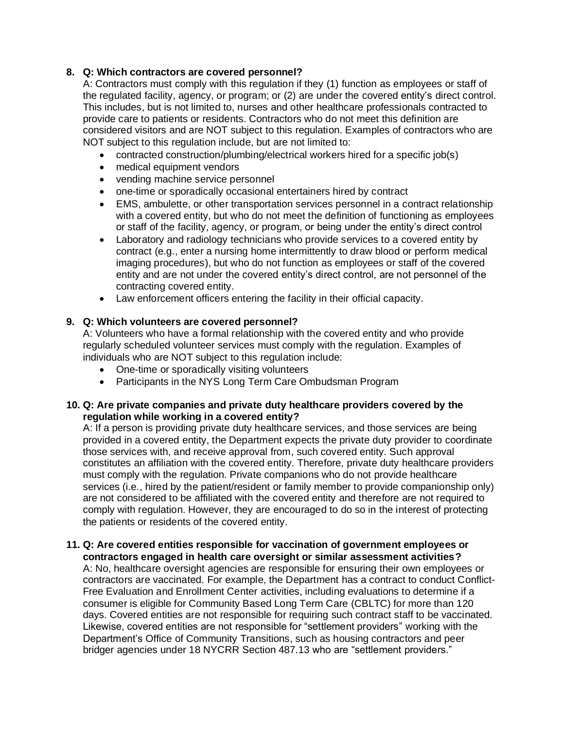8. **Q: Which contractors are covered personnel?**

   A: Contractors must comply with this regulation if they (1) function as employees or staff of the regulated facility, agency, or program; or (2) are under the covered entity's direct control. This includes, but is not limited to, nurses and other healthcare professionals contracted to provide care to patients or residents. Contractors who do not meet this definition are considered visitors and are NOT subject to this regulation. Examples of contractors who are NOT subject to this regulation include, but are not limited to:

   - contracted construction/plumbing/electrical workers hired for a specific job(s)
   - medical equipment vendors
   - vending machine service personnel
   - one-time or sporadically occasional entertainers hired by contract
   - EMS, ambulette, or other transportation services personnel in a contract relationship with a covered entity, but who do not meet the definition of functioning as employees or staff of the facility, agency, or program, or being under the entity's direct control
   - Laboratory and radiology technicians who provide services to a covered entity by contract (e.g., enter a nursing home intermittently to draw blood or perform medical imaging procedures), but who do not function as employees or staff of the covered entity and are not under the covered entity's direct control, are not personnel of the contracting covered entity.
   - Law enforcement officers entering the facility in their official capacity.

9. **Q: Which volunteers are covered personnel?**

   A: Volunteers who have a formal relationship with the covered entity and who provide regularly scheduled volunteer services must comply with the regulation. Examples of individuals who are NOT subject to this regulation include:

   - One-time or sporadically visiting volunteers
   - Participants in the NYS Long Term Care Ombudsman Program

10. **Q: Are private companies and private duty healthcare providers covered by the regulation while working in a covered entity?**

    A: If a person is providing private duty healthcare services, and those services are being provided in a covered entity, the Department expects the private duty provider to coordinate those services with, and receive approval from, such covered entity. Such approval constitutes an affiliation with the covered entity. Therefore, private duty healthcare providers must comply with the regulation. Private companions who do not provide healthcare services (i.e., hired by the patient/resident or family member to provide companionship only) are not considered to be affiliated with the covered entity and therefore are not required to comply with regulation. However, they are encouraged to do so in the interest of protecting the patients or residents of the covered entity.

11. **Q: Are covered entities responsible for vaccination of government employees or contractors engaged in health care oversight or similar assessment activities?**

    A: No, healthcare oversight agencies are responsible for ensuring their own employees or contractors are vaccinated. For example, the Department has a contract to conduct Conflict-Free Evaluation and Enrollment Center activities, including evaluations to determine if a consumer is eligible for Community Based Long Term Care (CBLTC) for more than 120 days. Covered entities are not responsible for requiring such contract staff to be vaccinated. Likewise, covered entities are not responsible for "settlement providers" working with the Department's Office of Community Transitions, such as housing contractors and peer bridger agencies under 18 NYCRR Section 487.13 who are "settlement providers."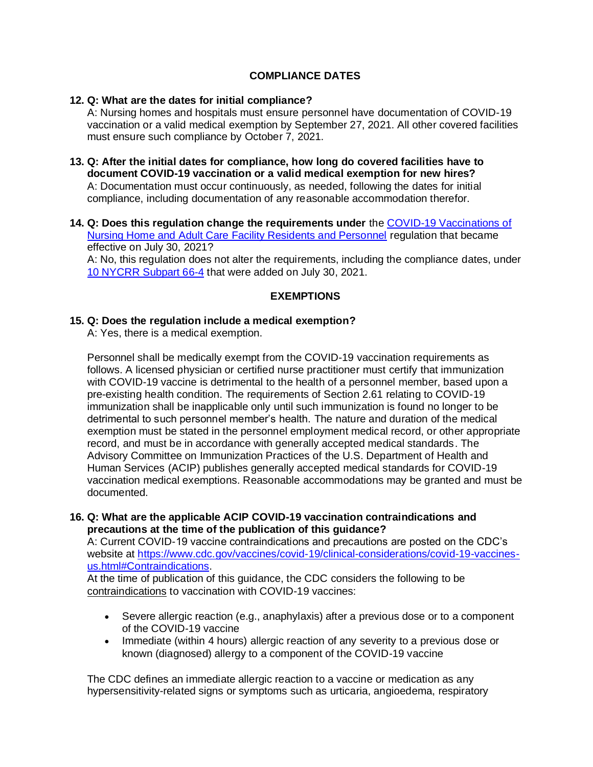## COMPLIANCE DATES

**12. Q: What are the dates for initial compliance?**
A: Nursing homes and hospitals must ensure personnel have documentation of COVID-19 vaccination or a valid medical exemption by September 27, 2021. All other covered facilities must ensure such compliance by October 7, 2021.

**13. Q: After the initial dates for compliance, how long do covered facilities have to document COVID-19 vaccination or a valid medical exemption for new hires?**
A: Documentation must occur continuously, as needed, following the dates for initial compliance, including documentation of any reasonable accommodation therefor.

**14. Q: Does this regulation change the requirements under** the [COVID-19 Vaccinations of Nursing Home and Adult Care Facility Residents and Personnel]() regulation that became effective on July 30, 2021?
A: No, this regulation does not alter the requirements, including the compliance dates, under [10 NYCRR Subpart 66-4]() that were added on July 30, 2021.

## EXEMPTIONS

**15. Q: Does the regulation include a medical exemption?**
A: Yes, there is a medical exemption.

Personnel shall be medically exempt from the COVID-19 vaccination requirements as follows. A licensed physician or certified nurse practitioner must certify that immunization with COVID-19 vaccine is detrimental to the health of a personnel member, based upon a pre-existing health condition. The requirements of Section 2.61 relating to COVID-19 immunization shall be inapplicable only until such immunization is found no longer to be detrimental to such personnel member's health. The nature and duration of the medical exemption must be stated in the personnel employment medical record, or other appropriate record, and must be in accordance with generally accepted medical standards. The Advisory Committee on Immunization Practices of the U.S. Department of Health and Human Services (ACIP) publishes generally accepted medical standards for COVID-19 vaccination medical exemptions. Reasonable accommodations may be granted and must be documented.

**16. Q: What are the applicable ACIP COVID-19 vaccination contraindications and precautions at the time of the publication of this guidance?**
A: Current COVID-19 vaccine contraindications and precautions are posted on the CDC's website at [https://www.cdc.gov/vaccines/covid-19/clinical-considerations/covid-19-vaccines-us.html#Contraindications](https://www.cdc.gov/vaccines/covid-19/clinical-considerations/covid-19-vaccines-us.html#Contraindications).
At the time of publication of this guidance, the CDC considers the following to be contraindications to vaccination with COVID-19 vaccines:

- Severe allergic reaction (e.g., anaphylaxis) after a previous dose or to a component of the COVID-19 vaccine
- Immediate (within 4 hours) allergic reaction of any severity to a previous dose or known (diagnosed) allergy to a component of the COVID-19 vaccine

The CDC defines an immediate allergic reaction to a vaccine or medication as any hypersensitivity-related signs or symptoms such as urticaria, angioedema, respiratory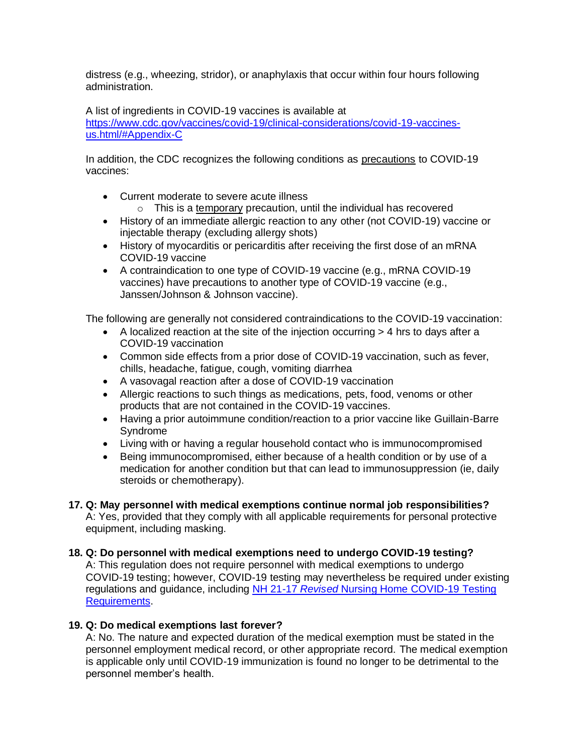distress (e.g., wheezing, stridor), or anaphylaxis that occur within four hours following administration.

A list of ingredients in COVID-19 vaccines is available at [https://www.cdc.gov/vaccines/covid-19/clinical-considerations/covid-19-vaccines-us.html/#Appendix-C](https://www.cdc.gov/vaccines/covid-19/clinical-considerations/covid-19-vaccines-us.html/#Appendix-C)

In addition, the CDC recognizes the following conditions as precautions to COVID-19 vaccines:

- Current moderate to severe acute illness
  - This is a temporary precaution, until the individual has recovered
- History of an immediate allergic reaction to any other (not COVID-19) vaccine or injectable therapy (excluding allergy shots)
- History of myocarditis or pericarditis after receiving the first dose of an mRNA COVID-19 vaccine
- A contraindication to one type of COVID-19 vaccine (e.g., mRNA COVID-19 vaccines) have precautions to another type of COVID-19 vaccine (e.g., Janssen/Johnson & Johnson vaccine).

The following are generally not considered contraindications to the COVID-19 vaccination:

- A localized reaction at the site of the injection occurring > 4 hrs to days after a COVID-19 vaccination
- Common side effects from a prior dose of COVID-19 vaccination, such as fever, chills, headache, fatigue, cough, vomiting diarrhea
- A vasovagal reaction after a dose of COVID-19 vaccination
- Allergic reactions to such things as medications, pets, food, venoms or other products that are not contained in the COVID-19 vaccines.
- Having a prior autoimmune condition/reaction to a prior vaccine like Guillain-Barre Syndrome
- Living with or having a regular household contact who is immunocompromised
- Being immunocompromised, either because of a health condition or by use of a medication for another condition but that can lead to immunosuppression (ie, daily steroids or chemotherapy).

**17. Q: May personnel with medical exemptions continue normal job responsibilities?**
A: Yes, provided that they comply with all applicable requirements for personal protective equipment, including masking.

**18. Q: Do personnel with medical exemptions need to undergo COVID-19 testing?**
A: This regulation does not require personnel with medical exemptions to undergo COVID-19 testing; however, COVID-19 testing may nevertheless be required under existing regulations and guidance, including [NH 21-17 *Revised* Nursing Home COVID-19 Testing Requirements](#).

**19. Q: Do medical exemptions last forever?**
A: No. The nature and expected duration of the medical exemption must be stated in the personnel employment medical record, or other appropriate record. The medical exemption is applicable only until COVID-19 immunization is found no longer to be detrimental to the personnel member's health.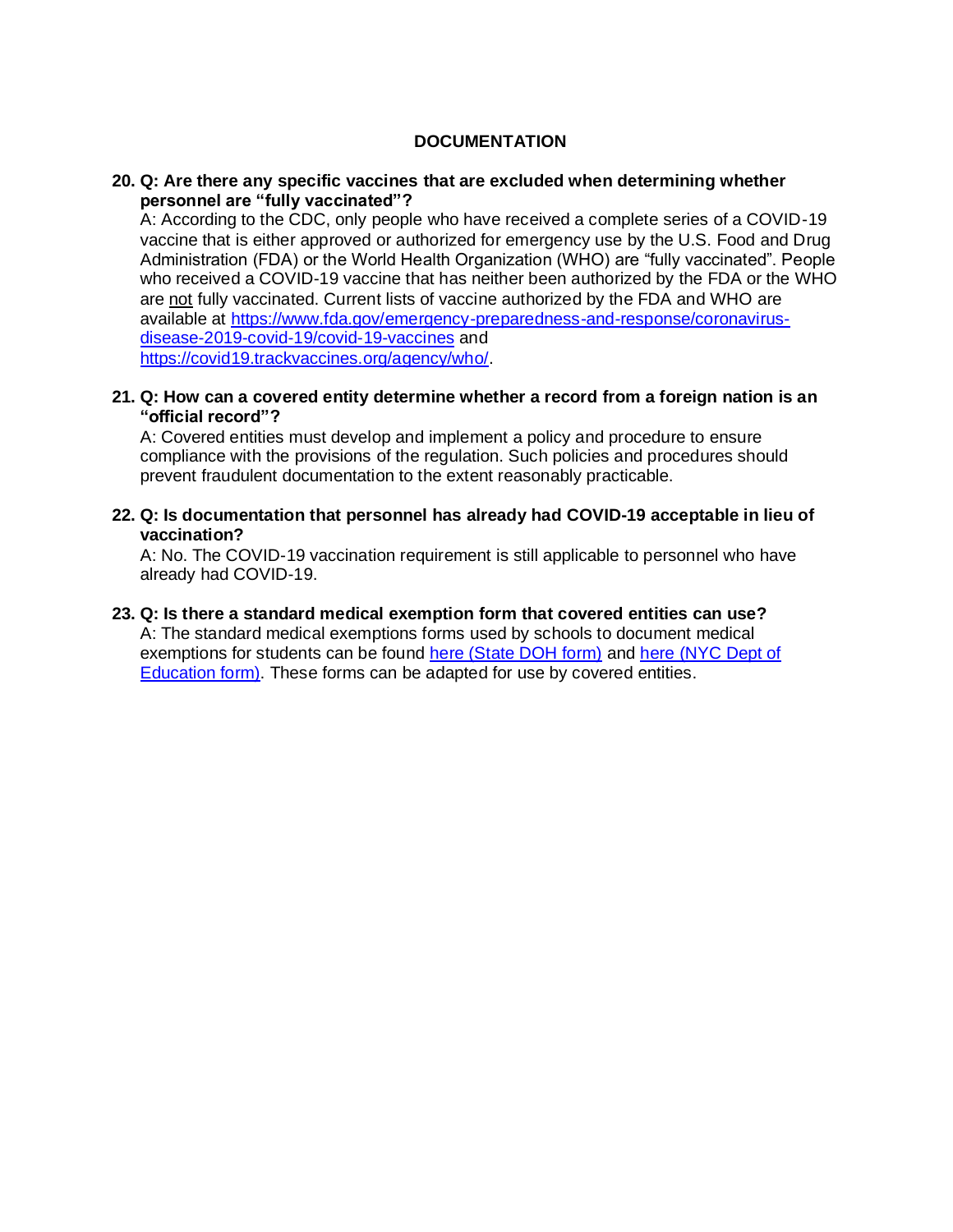## DOCUMENTATION

**20. Q: Are there any specific vaccines that are excluded when determining whether personnel are "fully vaccinated"?**

A: According to the CDC, only people who have received a complete series of a COVID-19 vaccine that is either approved or authorized for emergency use by the U.S. Food and Drug Administration (FDA) or the World Health Organization (WHO) are "fully vaccinated". People who received a COVID-19 vaccine that has neither been authorized by the FDA or the WHO are not fully vaccinated. Current lists of vaccine authorized by the FDA and WHO are available at https://www.fda.gov/emergency-preparedness-and-response/coronavirus-disease-2019-covid-19/covid-19-vaccines and https://covid19.trackvaccines.org/agency/who/.

**21. Q: How can a covered entity determine whether a record from a foreign nation is an "official record"?**

A: Covered entities must develop and implement a policy and procedure to ensure compliance with the provisions of the regulation. Such policies and procedures should prevent fraudulent documentation to the extent reasonably practicable.

**22. Q: Is documentation that personnel has already had COVID-19 acceptable in lieu of vaccination?**

A: No. The COVID-19 vaccination requirement is still applicable to personnel who have already had COVID-19.

**23. Q: Is there a standard medical exemption form that covered entities can use?**

A: The standard medical exemptions forms used by schools to document medical exemptions for students can be found here (State DOH form) and here (NYC Dept of Education form). These forms can be adapted for use by covered entities.